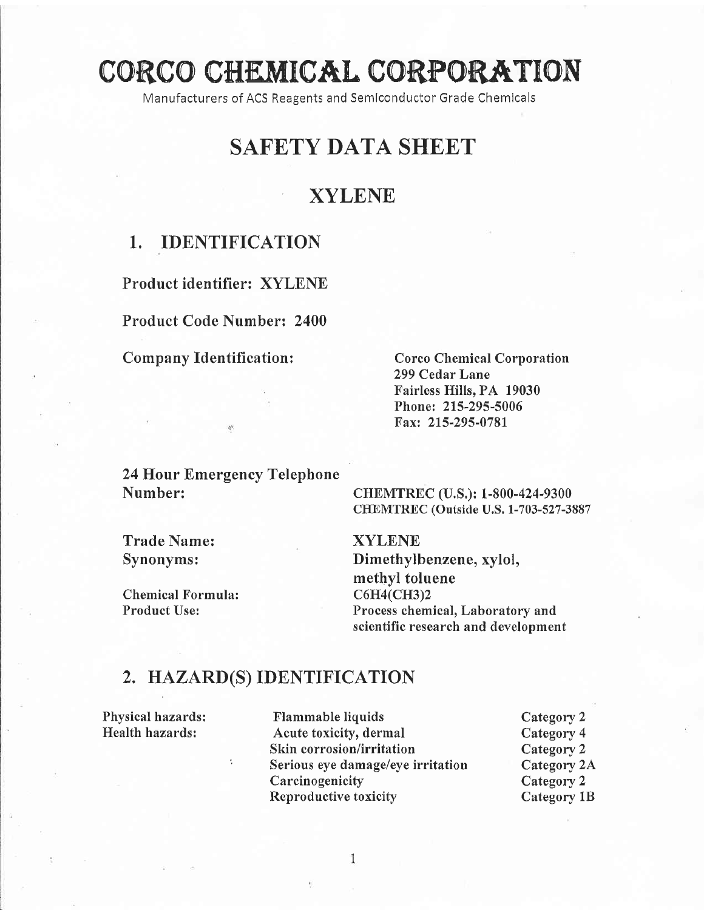# CORCO CHEMICAL CORPORATION

Manufacturers of ACS Reagents and Semiconductor Grade Chemicals

## SAFETY DATA SHEET

## XYLENE

### 1. IDENTIFICATION

**Product identifier: XYLENE**

**Product Code Number: 2400**

**Company Identification:**
Corco Chemical Corporation
299 Cedar Lane
Fairless Hills, PA 19030
Phone: 215-295-5006
Fax: 215-295-0781

**24 Hour Emergency Telephone Number:**
CHEMTREC (U.S.): 1-800-424-9300
CHEMTREC (Outside U.S. 1-703-527-3887

| | |
|---|---|
| **Trade Name:** | **XYLENE** |
| **Synonyms:** | **Dimethylbenzene, xylol, methyl toluene** |
| **Chemical Formula:** | $C_6H_4(CH_3)_2$ |
| **Product Use:** | Process chemical, Laboratory and scientific research and development |

### 2. HAZARD(S) IDENTIFICATION

| | | |
|---|---|---|
| Physical hazards: | Flammable liquids | Category 2 |
| Health hazards: | Acute toxicity, dermal | Category 4 |
| | Skin corrosion/irritation | Category 2 |
| | Serious eye damage/eye irritation | Category 2A |
| | Carcinogenicity | Category 2 |
| | Reproductive toxicity | Category 1B |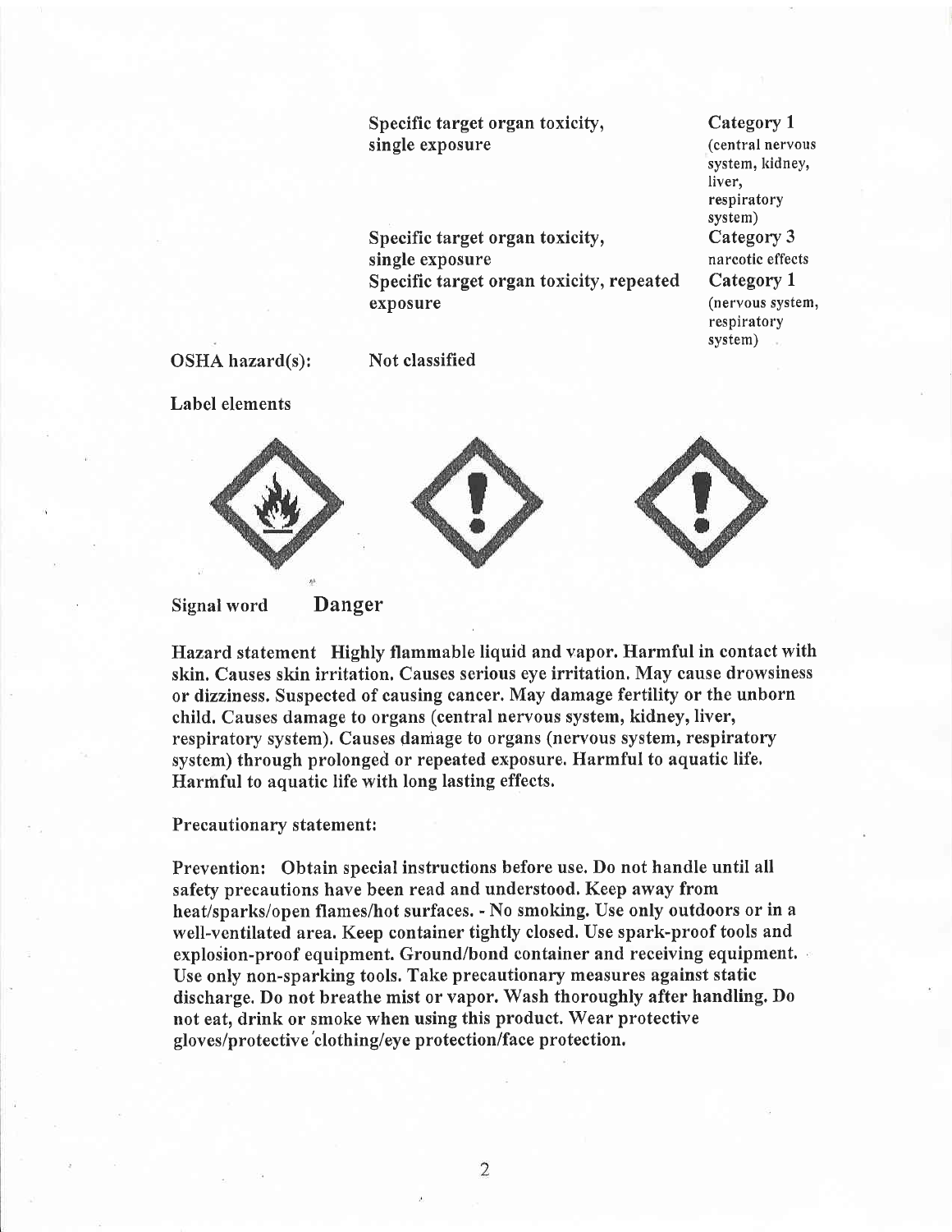| | |
|---|---|
| Specific target organ toxicity, single exposure | Category 1 (central nervous system, kidney, liver, respiratory system) |
| Specific target organ toxicity, single exposure | Category 3 narcotic effects |
| Specific target organ toxicity, repeated exposure | Category 1 (nervous system, respiratory system) |

OSHA hazard(s): Not classified

Label elements

Signal word **Danger**

Hazard statement Highly flammable liquid and vapor. Harmful in contact with skin. Causes skin irritation. Causes serious eye irritation. May cause drowsiness or dizziness. Suspected of causing cancer. May damage fertility or the unborn child. Causes damage to organs (central nervous system, kidney, liver, respiratory system). Causes damage to organs (nervous system, respiratory system) through prolonged or repeated exposure. Harmful to aquatic life. Harmful to aquatic life with long lasting effects.

Precautionary statement:

Prevention: Obtain special instructions before use. Do not handle until all safety precautions have been read and understood. Keep away from heat/sparks/open flames/hot surfaces. - No smoking. Use only outdoors or in a well-ventilated area. Keep container tightly closed. Use spark-proof tools and explosion-proof equipment. Ground/bond container and receiving equipment. Use only non-sparking tools. Take precautionary measures against static discharge. Do not breathe mist or vapor. Wash thoroughly after handling. Do not eat, drink or smoke when using this product. Wear protective gloves/protective clothing/eye protection/face protection.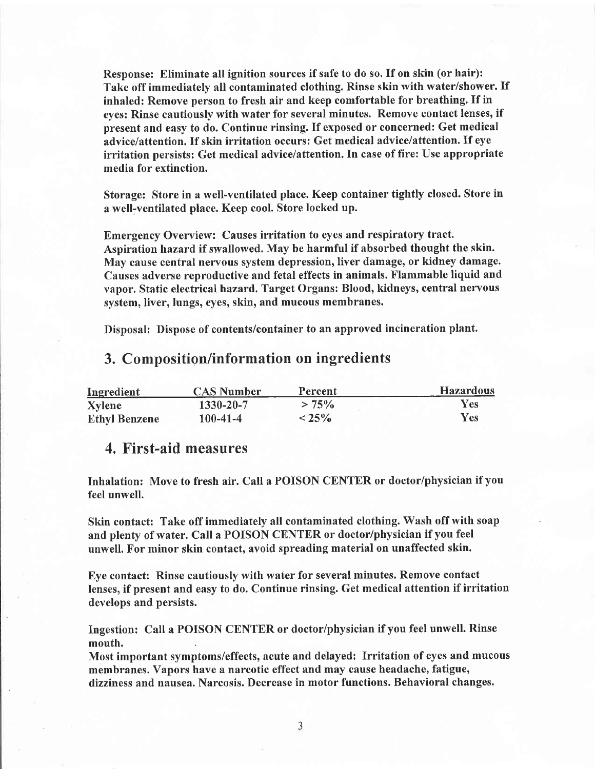**Response:** Eliminate all ignition sources if safe to do so. If on skin (or hair): Take off immediately all contaminated clothing. Rinse skin with water/shower. If inhaled: Remove person to fresh air and keep comfortable for breathing. If in eyes: Rinse cautiously with water for several minutes. Remove contact lenses, if present and easy to do. Continue rinsing. If exposed or concerned: Get medical advice/attention. If skin irritation occurs: Get medical advice/attention. If eye irritation persists: Get medical advice/attention. In case of fire: Use appropriate media for extinction.

**Storage:** Store in a well-ventilated place. Keep container tightly closed. Store in a well-ventilated place. Keep cool. Store locked up.

**Emergency Overview:** Causes irritation to eyes and respiratory tract. Aspiration hazard if swallowed. May be harmful if absorbed thought the skin. May cause central nervous system depression, liver damage, or kidney damage. Causes adverse reproductive and fetal effects in animals. Flammable liquid and vapor. Static electrical hazard. Target Organs: Blood, kidneys, central nervous system, liver, lungs, eyes, skin, and mucous membranes.

**Disposal:** Dispose of contents/container to an approved incineration plant.

## 3. Composition/information on ingredients

| Ingredient | CAS Number | Percent | Hazardous |
|---|---|---|---|
| Xylene | 1330-20-7 | > 75% | Yes |
| Ethyl Benzene | 100-41-4 | < 25% | Yes |

## 4. First-aid measures

**Inhalation:** Move to fresh air. Call a POISON CENTER or doctor/physician if you feel unwell.

**Skin contact:** Take off immediately all contaminated clothing. Wash off with soap and plenty of water. Call a POISON CENTER or doctor/physician if you feel unwell. For minor skin contact, avoid spreading material on unaffected skin.

**Eye contact:** Rinse cautiously with water for several minutes. Remove contact lenses, if present and easy to do. Continue rinsing. Get medical attention if irritation develops and persists.

**Ingestion:** Call a POISON CENTER or doctor/physician if you feel unwell. Rinse mouth.

**Most important symptoms/effects, acute and delayed:** Irritation of eyes and mucous membranes. Vapors have a narcotic effect and may cause headache, fatigue, dizziness and nausea. Narcosis. Decrease in motor functions. Behavioral changes.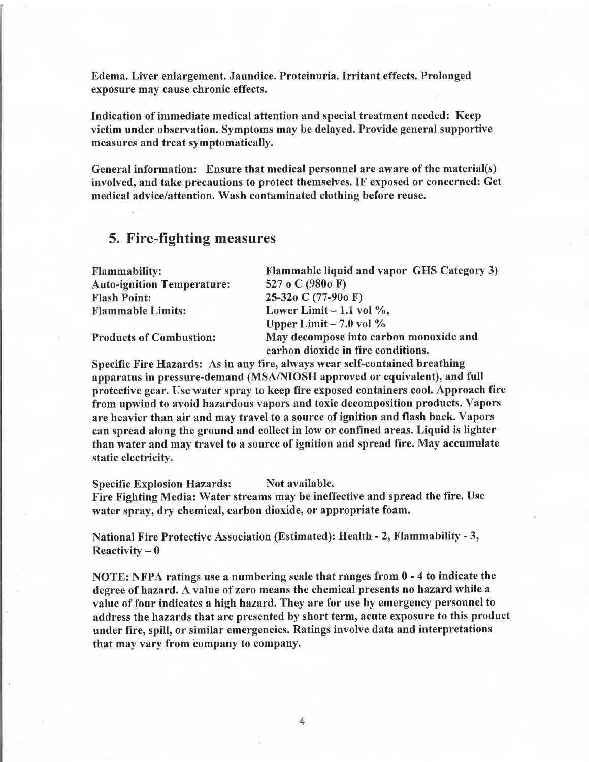**Edema. Liver enlargement. Jaundice. Proteinuria. Irritant effects. Prolonged exposure may cause chronic effects.**

**Indication of immediate medical attention and special treatment needed: Keep victim under observation. Symptoms may be delayed. Provide general supportive measures and treat symptomatically.**

**General information: Ensure that medical personnel are aware of the material(s) involved, and take precautions to protect themselves. IF exposed or concerned: Get medical advice/attention. Wash contaminated clothing before reuse.**

## 5. Fire-fighting measures

| | |
|---|---|
| **Flammability:** | **Flammable liquid and vapor GHS Category 3)** |
| **Auto-ignition Temperature:** | **527 o C (980o F)** |
| **Flash Point:** | **25-32o C (77-90o F)** |
| **Flammable Limits:** | **Lower Limit – 1.1 vol %,<br>Upper Limit – 7.0 vol %** |
| **Products of Combustion:** | **May decompose into carbon monoxide and carbon dioxide in fire conditions.** |

**Specific Fire Hazards: As in any fire, always wear self-contained breathing apparatus in pressure-demand (MSA/NIOSH approved or equivalent), and full protective gear. Use water spray to keep fire exposed containers cool. Approach fire from upwind to avoid hazardous vapors and toxic decomposition products. Vapors are heavier than air and may travel to a source of ignition and flash back. Vapors can spread along the ground and collect in low or confined areas. Liquid is lighter than water and may travel to a source of ignition and spread fire. May accumulate static electricity.**

**Specific Explosion Hazards: Not available.**
**Fire Fighting Media: Water streams may be ineffective and spread the fire. Use water spray, dry chemical, carbon dioxide, or appropriate foam.**

**National Fire Protective Association (Estimated): Health - 2, Flammability - 3, Reactivity – 0**

**NOTE: NFPA ratings use a numbering scale that ranges from 0 - 4 to indicate the degree of hazard. A value of zero means the chemical presents no hazard while a value of four indicates a high hazard. They are for use by emergency personnel to address the hazards that are presented by short term, acute exposure to this product under fire, spill, or similar emergencies. Ratings involve data and interpretations that may vary from company to company.**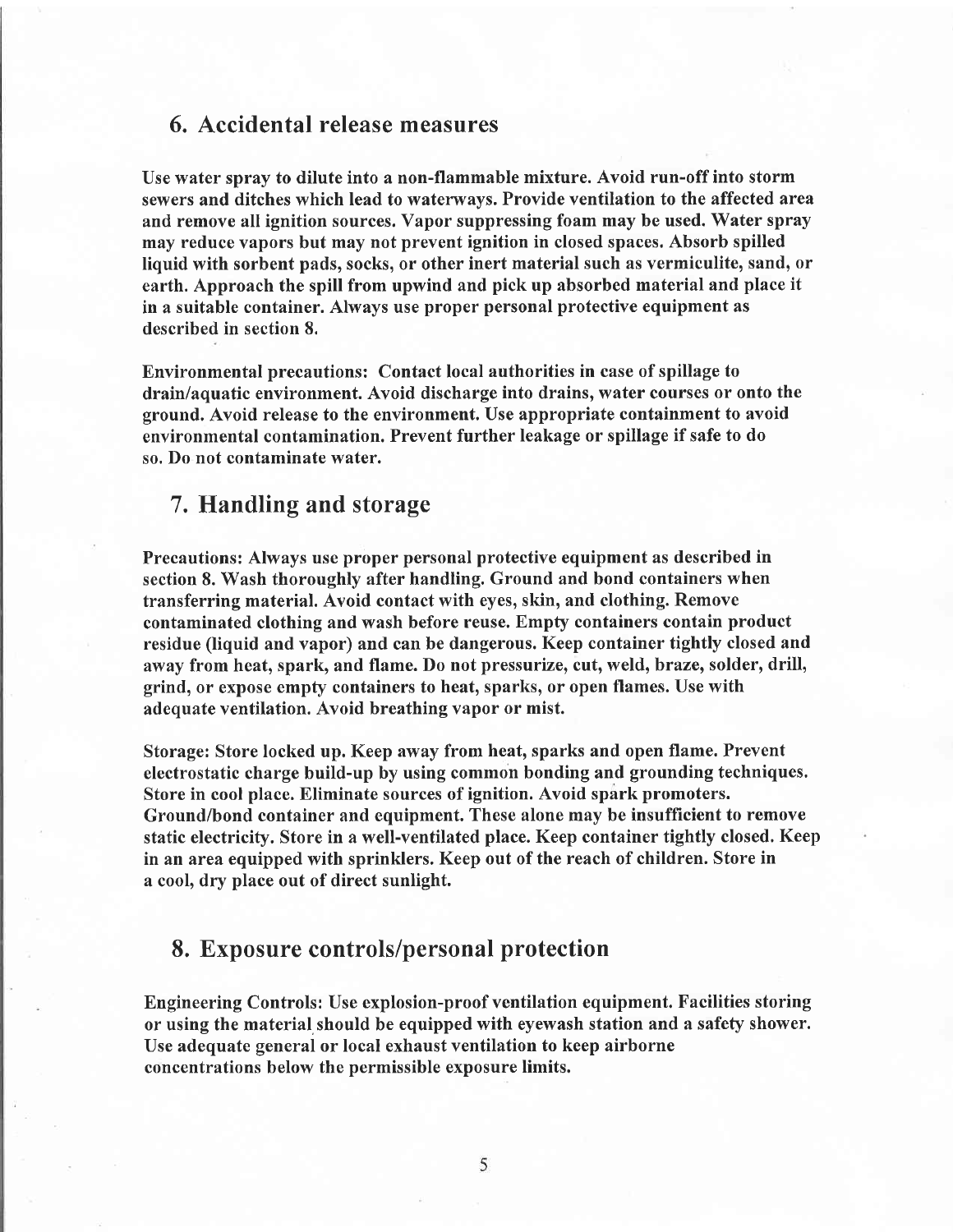## 6. Accidental release measures

Use water spray to dilute into a non-flammable mixture. Avoid run-off into storm sewers and ditches which lead to waterways. Provide ventilation to the affected area and remove all ignition sources. Vapor suppressing foam may be used. Water spray may reduce vapors but may not prevent ignition in closed spaces. Absorb spilled liquid with sorbent pads, socks, or other inert material such as vermiculite, sand, or earth. Approach the spill from upwind and pick up absorbed material and place it in a suitable container. Always use proper personal protective equipment as described in section 8.

Environmental precautions: Contact local authorities in case of spillage to drain/aquatic environment. Avoid discharge into drains, water courses or onto the ground. Avoid release to the environment. Use appropriate containment to avoid environmental contamination. Prevent further leakage or spillage if safe to do so. Do not contaminate water.

## 7. Handling and storage

Precautions: Always use proper personal protective equipment as described in section 8. Wash thoroughly after handling. Ground and bond containers when transferring material. Avoid contact with eyes, skin, and clothing. Remove contaminated clothing and wash before reuse. Empty containers contain product residue (liquid and vapor) and can be dangerous. Keep container tightly closed and away from heat, spark, and flame. Do not pressurize, cut, weld, braze, solder, drill, grind, or expose empty containers to heat, sparks, or open flames. Use with adequate ventilation. Avoid breathing vapor or mist.

Storage: Store locked up. Keep away from heat, sparks and open flame. Prevent electrostatic charge build-up by using common bonding and grounding techniques. Store in cool place. Eliminate sources of ignition. Avoid spark promoters. Ground/bond container and equipment. These alone may be insufficient to remove static electricity. Store in a well-ventilated place. Keep container tightly closed. Keep in an area equipped with sprinklers. Keep out of the reach of children. Store in a cool, dry place out of direct sunlight.

## 8. Exposure controls/personal protection

Engineering Controls: Use explosion-proof ventilation equipment. Facilities storing or using the material should be equipped with eyewash station and a safety shower. Use adequate general or local exhaust ventilation to keep airborne concentrations below the permissible exposure limits.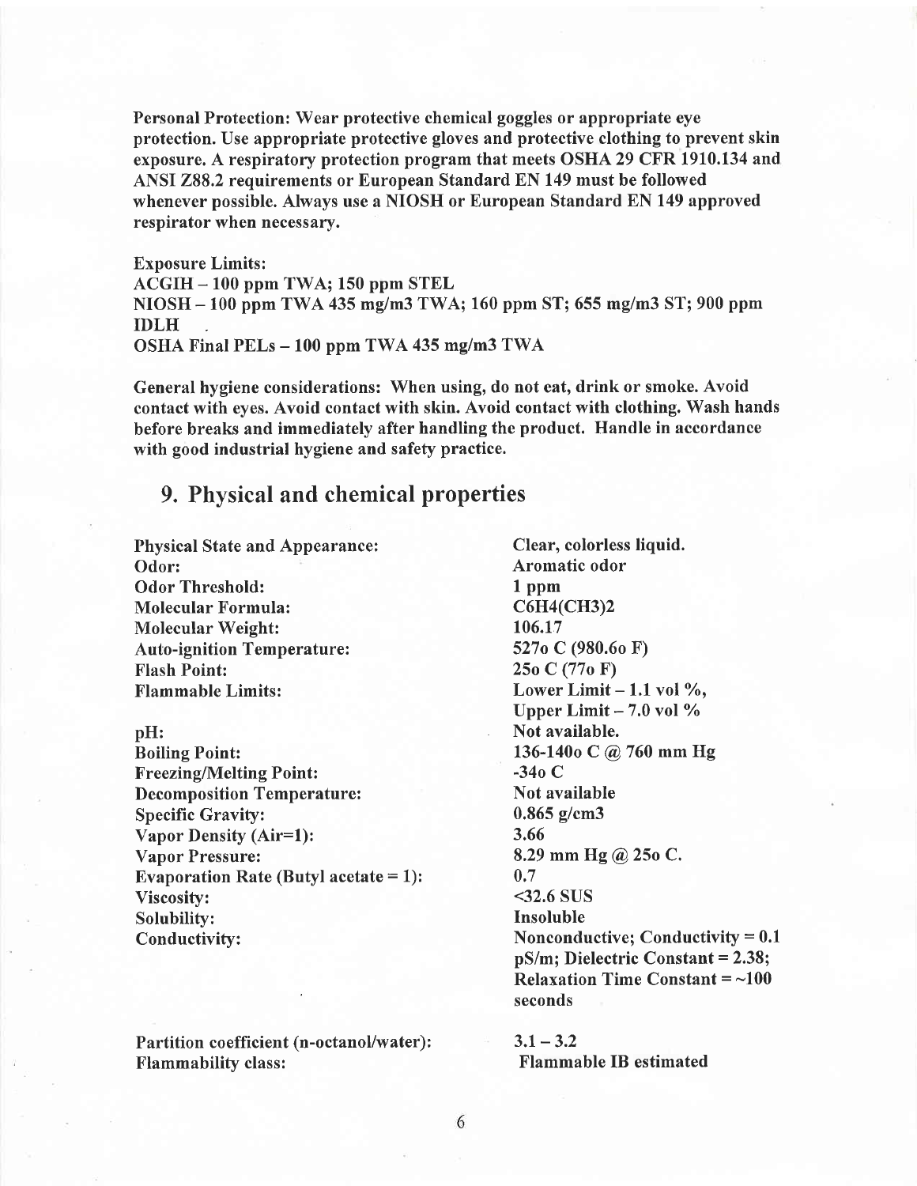**Personal Protection: Wear protective chemical goggles or appropriate eye protection. Use appropriate protective gloves and protective clothing to prevent skin exposure. A respiratory protection program that meets OSHA 29 CFR 1910.134 and ANSI Z88.2 requirements or European Standard EN 149 must be followed whenever possible. Always use a NIOSH or European Standard EN 149 approved respirator when necessary.**

**Exposure Limits:**
**ACGIH – 100 ppm TWA; 150 ppm STEL**
**NIOSH – 100 ppm TWA 435 mg/m3 TWA; 160 ppm ST; 655 mg/m3 ST; 900 ppm IDLH**
**OSHA Final PELs – 100 ppm TWA 435 mg/m3 TWA**

**General hygiene considerations: When using, do not eat, drink or smoke. Avoid contact with eyes. Avoid contact with skin. Avoid contact with clothing. Wash hands before breaks and immediately after handling the product. Handle in accordance with good industrial hygiene and safety practice.**

## 9. Physical and chemical properties

| | |
|---|---|
| **Physical State and Appearance:** | **Clear, colorless liquid.** |
| **Odor:** | **Aromatic odor** |
| **Odor Threshold:** | **1 ppm** |
| **Molecular Formula:** | **$C_6H_4(CH_3)_2$** |
| **Molecular Weight:** | **106.17** |
| **Auto-ignition Temperature:** | **527o C (980.6o F)** |
| **Flash Point:** | **25o C (77o F)** |
| **Flammable Limits:** | **Lower Limit – 1.1 vol %, Upper Limit – 7.0 vol %** |
| **pH:** | **Not available.** |
| **Boiling Point:** | **136-140o C @ 760 mm Hg** |
| **Freezing/Melting Point:** | **-34o C** |
| **Decomposition Temperature:** | **Not available** |
| **Specific Gravity:** | **0.865 g/cm3** |
| **Vapor Density (Air=1):** | **3.66** |
| **Vapor Pressure:** | **8.29 mm Hg @ 25o C.** |
| **Evaporation Rate (Butyl acetate = 1):** | **0.7** |
| **Viscosity:** | **<32.6 SUS** |
| **Solubility:** | **Insoluble** |
| **Conductivity:** | **Nonconductive; Conductivity = 0.1 pS/m; Dielectric Constant = 2.38; Relaxation Time Constant = ~100 seconds** |
| **Partition coefficient (n-octanol/water):** | **3.1 – 3.2** |
| **Flammability class:** | **Flammable IB estimated** |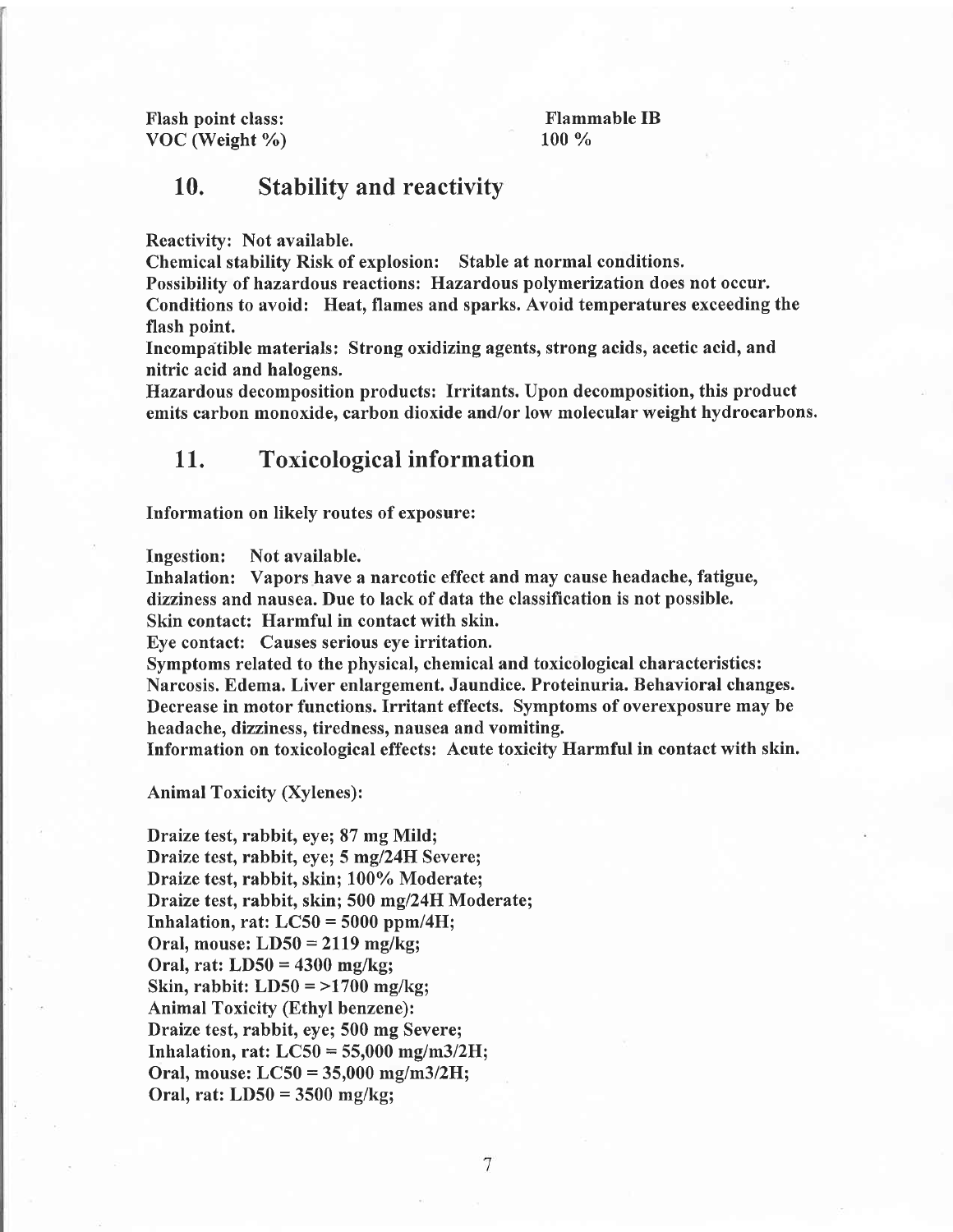| | |
|---|---|
| **Flash point class:** | **Flammable IB** |
| **VOC (Weight %)** | **100 %** |

## 10. Stability and reactivity

**Reactivity: Not available.**
**Chemical stability Risk of explosion: Stable at normal conditions.**
**Possibility of hazardous reactions: Hazardous polymerization does not occur.**
**Conditions to avoid: Heat, flames and sparks. Avoid temperatures exceeding the flash point.**
**Incompatible materials: Strong oxidizing agents, strong acids, acetic acid, and nitric acid and halogens.**
**Hazardous decomposition products: Irritants. Upon decomposition, this product emits carbon monoxide, carbon dioxide and/or low molecular weight hydrocarbons.**

## 11. Toxicological information

**Information on likely routes of exposure:**

**Ingestion: Not available.**
**Inhalation: Vapors have a narcotic effect and may cause headache, fatigue, dizziness and nausea. Due to lack of data the classification is not possible.**
**Skin contact: Harmful in contact with skin.**
**Eye contact: Causes serious eye irritation.**
**Symptoms related to the physical, chemical and toxicological characteristics: Narcosis. Edema. Liver enlargement. Jaundice. Proteinuria. Behavioral changes. Decrease in motor functions. Irritant effects. Symptoms of overexposure may be headache, dizziness, tiredness, nausea and vomiting.**
**Information on toxicological effects: Acute toxicity Harmful in contact with skin.**

**Animal Toxicity (Xylenes):**

**Draize test, rabbit, eye; 87 mg Mild;**
**Draize test, rabbit, eye; 5 mg/24H Severe;**
**Draize test, rabbit, skin; 100% Moderate;**
**Draize test, rabbit, skin; 500 mg/24H Moderate;**
**Inhalation, rat: LC50 = 5000 ppm/4H;**
**Oral, mouse: LD50 = 2119 mg/kg;**
**Oral, rat: LD50 = 4300 mg/kg;**
**Skin, rabbit: LD50 = >1700 mg/kg;**
**Animal Toxicity (Ethyl benzene):**
**Draize test, rabbit, eye; 500 mg Severe;**
**Inhalation, rat: LC50 = 55,000 mg/m3/2H;**
**Oral, mouse: LC50 = 35,000 mg/m3/2H;**
**Oral, rat: LD50 = 3500 mg/kg;**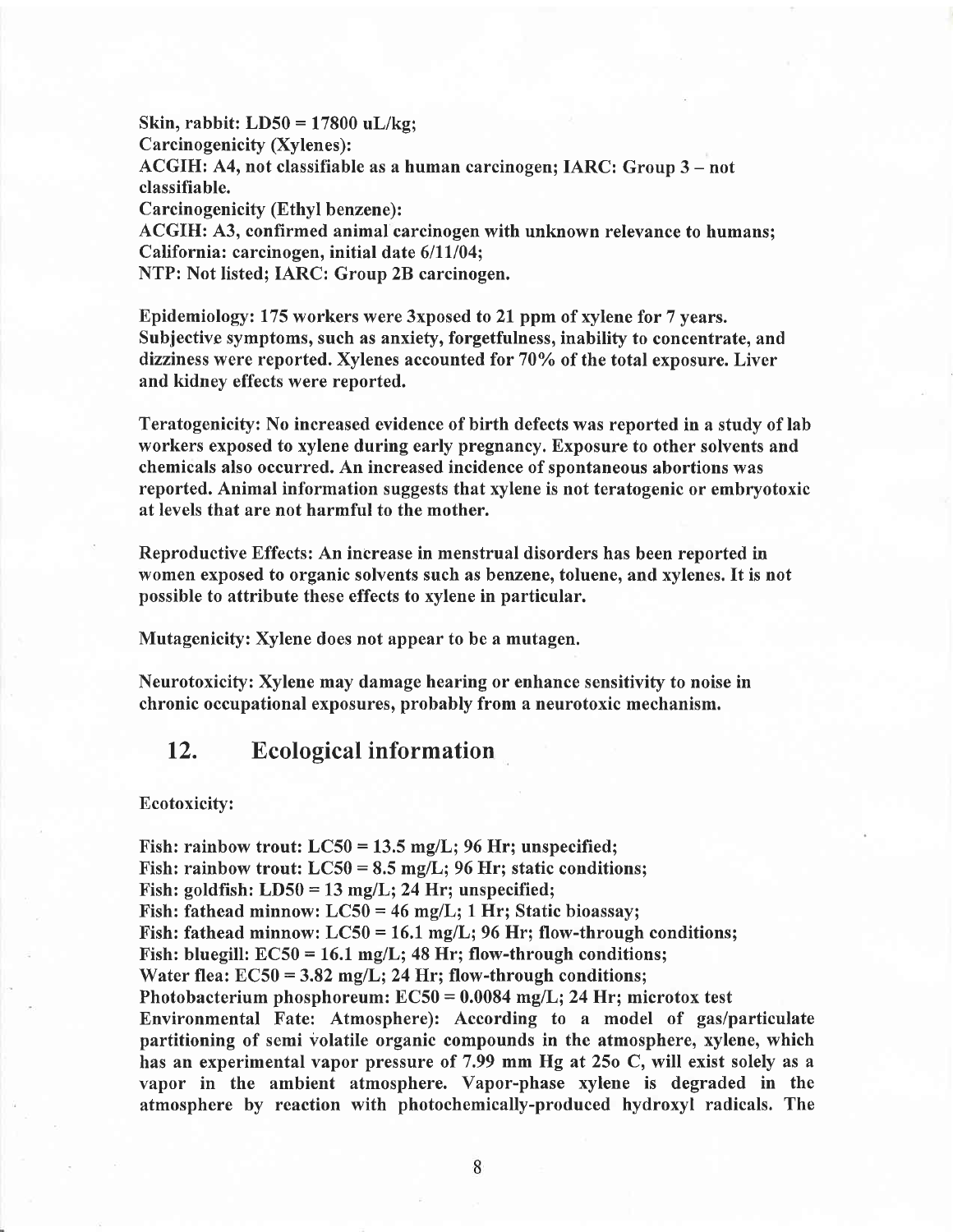**Skin, rabbit: LD50 = 17800 uL/kg;**
**Carcinogenicity (Xylenes):**
**ACGIH: A4, not classifiable as a human carcinogen; IARC: Group 3 – not classifiable.**
**Carcinogenicity (Ethyl benzene):**
**ACGIH: A3, confirmed animal carcinogen with unknown relevance to humans;**
**California: carcinogen, initial date 6/11/04;**
**NTP: Not listed; IARC: Group 2B carcinogen.**

**Epidemiology: 175 workers were 3xposed to 21 ppm of xylene for 7 years. Subjective symptoms, such as anxiety, forgetfulness, inability to concentrate, and dizziness were reported. Xylenes accounted for 70% of the total exposure. Liver and kidney effects were reported.**

**Teratogenicity: No increased evidence of birth defects was reported in a study of lab workers exposed to xylene during early pregnancy. Exposure to other solvents and chemicals also occurred. An increased incidence of spontaneous abortions was reported. Animal information suggests that xylene is not teratogenic or embryotoxic at levels that are not harmful to the mother.**

**Reproductive Effects: An increase in menstrual disorders has been reported in women exposed to organic solvents such as benzene, toluene, and xylenes. It is not possible to attribute these effects to xylene in particular.**

**Mutagenicity: Xylene does not appear to be a mutagen.**

**Neurotoxicity: Xylene may damage hearing or enhance sensitivity to noise in chronic occupational exposures, probably from a neurotoxic mechanism.**

## 12. Ecological information

**Ecotoxicity:**

**Fish: rainbow trout: LC50 = 13.5 mg/L; 96 Hr; unspecified;**
**Fish: rainbow trout: LC50 = 8.5 mg/L; 96 Hr; static conditions;**
**Fish: goldfish: LD50 = 13 mg/L; 24 Hr; unspecified;**
**Fish: fathead minnow: LC50 = 46 mg/L; 1 Hr; Static bioassay;**
**Fish: fathead minnow: LC50 = 16.1 mg/L; 96 Hr; flow-through conditions;**
**Fish: bluegill: EC50 = 16.1 mg/L; 48 Hr; flow-through conditions;**
**Water flea: EC50 = 3.82 mg/L; 24 Hr; flow-through conditions;**
**Photobacterium phosphoreum: EC50 = 0.0084 mg/L; 24 Hr; microtox test**
**Environmental Fate: Atmosphere): According to a model of gas/particulate partitioning of semi volatile organic compounds in the atmosphere, xylene, which has an experimental vapor pressure of 7.99 mm Hg at 25o C, will exist solely as a vapor in the ambient atmosphere. Vapor-phase xylene is degraded in the atmosphere by reaction with photochemically-produced hydroxyl radicals. The**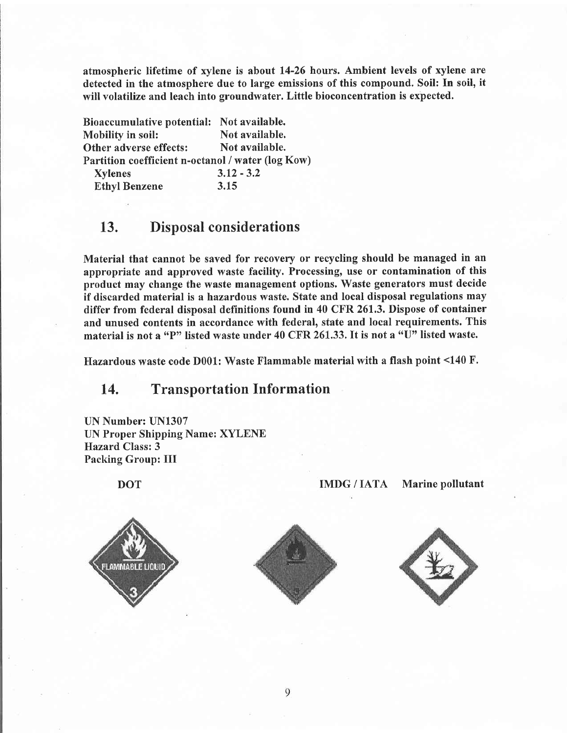**atmospheric lifetime of xylene is about 14-26 hours. Ambient levels of xylene are detected in the atmosphere due to large emissions of this compound. Soil: In soil, it will volatilize and leach into groundwater. Little bioconcentration is expected.**

**Bioaccumulative potential: Not available.**
**Mobility in soil: Not available.**
**Other adverse effects: Not available.**
**Partition coefficient n-octanol / water (log Kow)**

| | |
|---|---|
| **Xylenes** | **3.12 - 3.2** |
| **Ethyl Benzene** | **3.15** |

## 13. Disposal considerations

**Material that cannot be saved for recovery or recycling should be managed in an appropriate and approved waste facility. Processing, use or contamination of this product may change the waste management options. Waste generators must decide if discarded material is a hazardous waste. State and local disposal regulations may differ from federal disposal definitions found in 40 CFR 261.3. Dispose of container and unused contents in accordance with federal, state and local requirements. This material is not a "P" listed waste under 40 CFR 261.33. It is not a "U" listed waste.**

**Hazardous waste code D001: Waste Flammable material with a flash point <140 F.**

## 14. Transportation Information

**UN Number: UN1307**
**UN Proper Shipping Name: XYLENE**
**Hazard Class: 3**
**Packing Group: III**

**DOT** **IMDG / IATA** **Marine pollutant**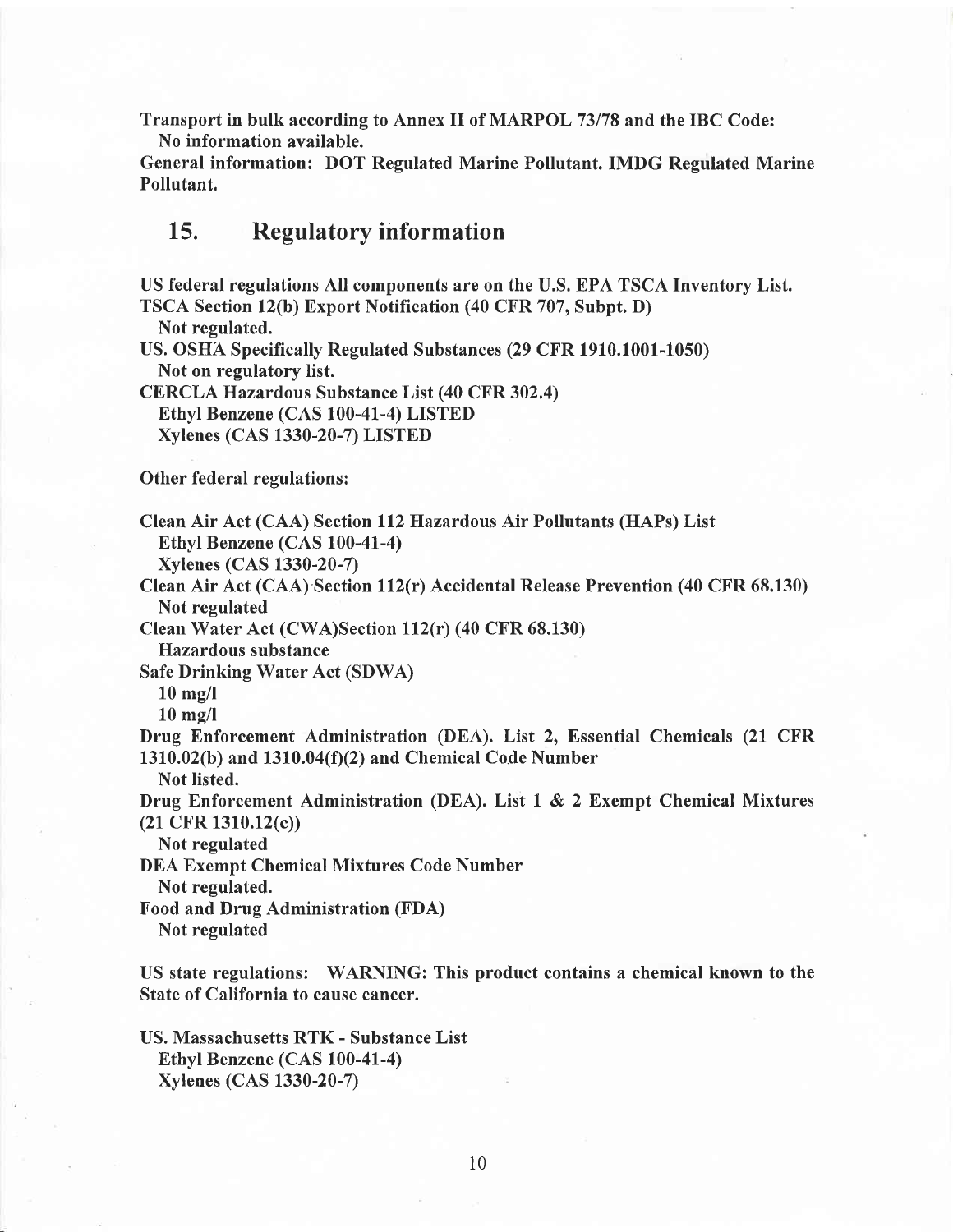**Transport in bulk according to Annex II of MARPOL 73/78 and the IBC Code:**
**No information available.**
**General information: DOT Regulated Marine Pollutant. IMDG Regulated Marine Pollutant.**

## 15. Regulatory information

**US federal regulations All components are on the U.S. EPA TSCA Inventory List.**
**TSCA Section 12(b) Export Notification (40 CFR 707, Subpt. D)**
**Not regulated.**
**US. OSHA Specifically Regulated Substances (29 CFR 1910.1001-1050)**
**Not on regulatory list.**
**CERCLA Hazardous Substance List (40 CFR 302.4)**
**Ethyl Benzene (CAS 100-41-4) LISTED**
**Xylenes (CAS 1330-20-7) LISTED**

**Other federal regulations:**

**Clean Air Act (CAA) Section 112 Hazardous Air Pollutants (HAPs) List**
**Ethyl Benzene (CAS 100-41-4)**
**Xylenes (CAS 1330-20-7)**
**Clean Air Act (CAA) Section 112(r) Accidental Release Prevention (40 CFR 68.130)**
**Not regulated**
**Clean Water Act (CWA)Section 112(r) (40 CFR 68.130)**
**Hazardous substance**
**Safe Drinking Water Act (SDWA)**
**10 mg/l**
**10 mg/l**
**Drug Enforcement Administration (DEA). List 2, Essential Chemicals (21 CFR 1310.02(b) and 1310.04(f)(2) and Chemical Code Number**
**Not listed.**
**Drug Enforcement Administration (DEA). List 1 & 2 Exempt Chemical Mixtures (21 CFR 1310.12(c))**
**Not regulated**
**DEA Exempt Chemical Mixtures Code Number**
**Not regulated.**
**Food and Drug Administration (FDA)**
**Not regulated**

**US state regulations: WARNING: This product contains a chemical known to the State of California to cause cancer.**

**US. Massachusetts RTK - Substance List**
**Ethyl Benzene (CAS 100-41-4)**
**Xylenes (CAS 1330-20-7)**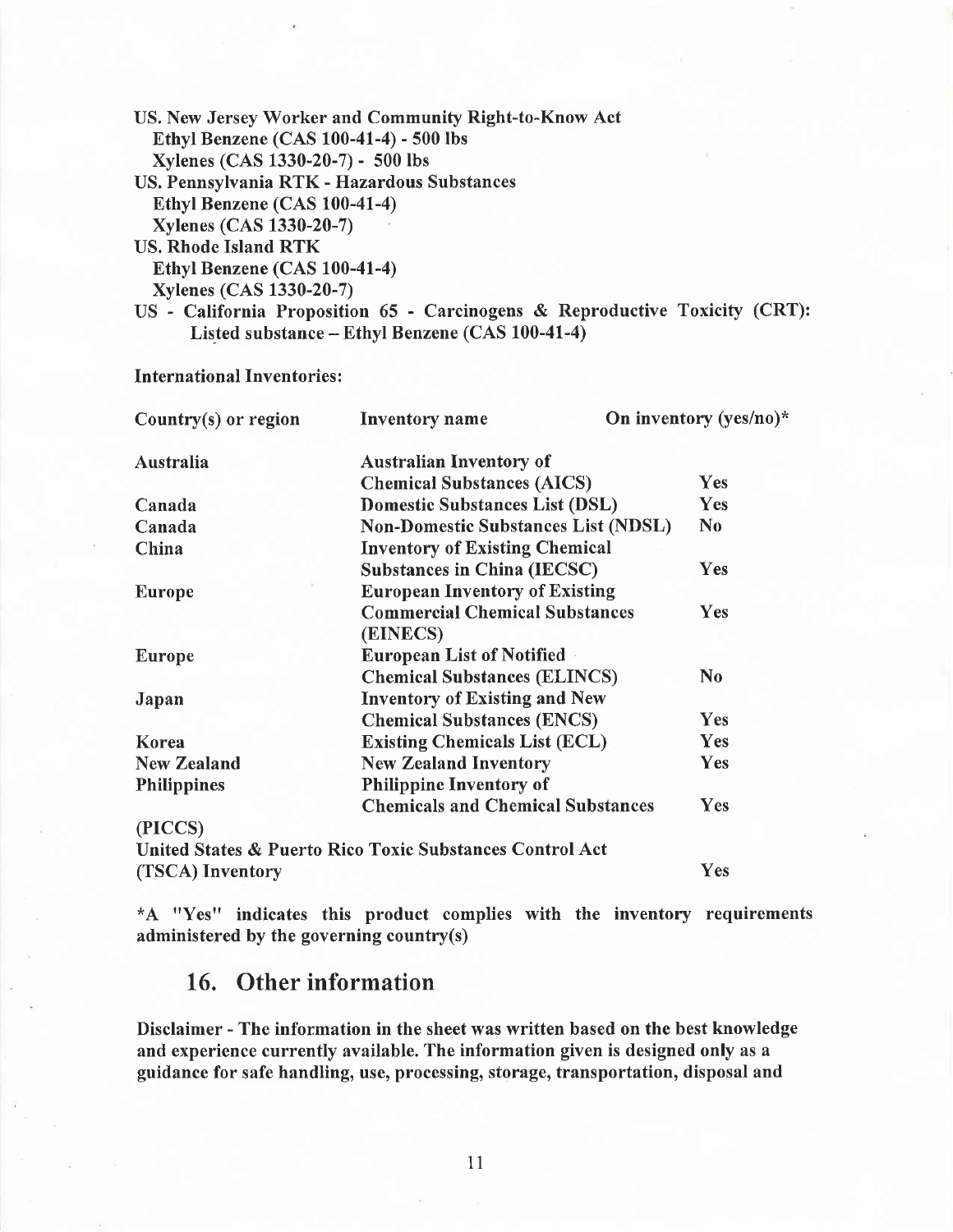**US. New Jersey Worker and Community Right-to-Know Act**
**Ethyl Benzene (CAS 100-41-4) - 500 lbs**
**Xylenes (CAS 1330-20-7) - 500 lbs**
**US. Pennsylvania RTK - Hazardous Substances**
**Ethyl Benzene (CAS 100-41-4)**
**Xylenes (CAS 1330-20-7)**
**US. Rhode Island RTK**
**Ethyl Benzene (CAS 100-41-4)**
**Xylenes (CAS 1330-20-7)**
**US - California Proposition 65 - Carcinogens & Reproductive Toxicity (CRT): Listed substance – Ethyl Benzene (CAS 100-41-4)**

**International Inventories:**

| Country(s) or region | Inventory name | On inventory (yes/no)* |
|---|---|---|
| Australia | Australian Inventory of Chemical Substances (AICS) | Yes |
| Canada | Domestic Substances List (DSL) | Yes |
| Canada | Non-Domestic Substances List (NDSL) | No |
| China | Inventory of Existing Chemical Substances in China (IECSC) | Yes |
| Europe | European Inventory of Existing Commercial Chemical Substances (EINECS) | Yes |
| Europe | European List of Notified Chemical Substances (ELINCS) | No |
| Japan | Inventory of Existing and New Chemical Substances (ENCS) | Yes |
| Korea | Existing Chemicals List (ECL) | Yes |
| New Zealand | New Zealand Inventory | Yes |
| Philippines | Philippine Inventory of Chemicals and Chemical Substances (PICCS) | Yes |
| United States & Puerto Rico | Toxic Substances Control Act (TSCA) Inventory | Yes |

**\*A "Yes" indicates this product complies with the inventory requirements administered by the governing country(s)**

## 16. Other information

**Disclaimer - The information in the sheet was written based on the best knowledge and experience currently available. The information given is designed only as a guidance for safe handling, use, processing, storage, transportation, disposal and**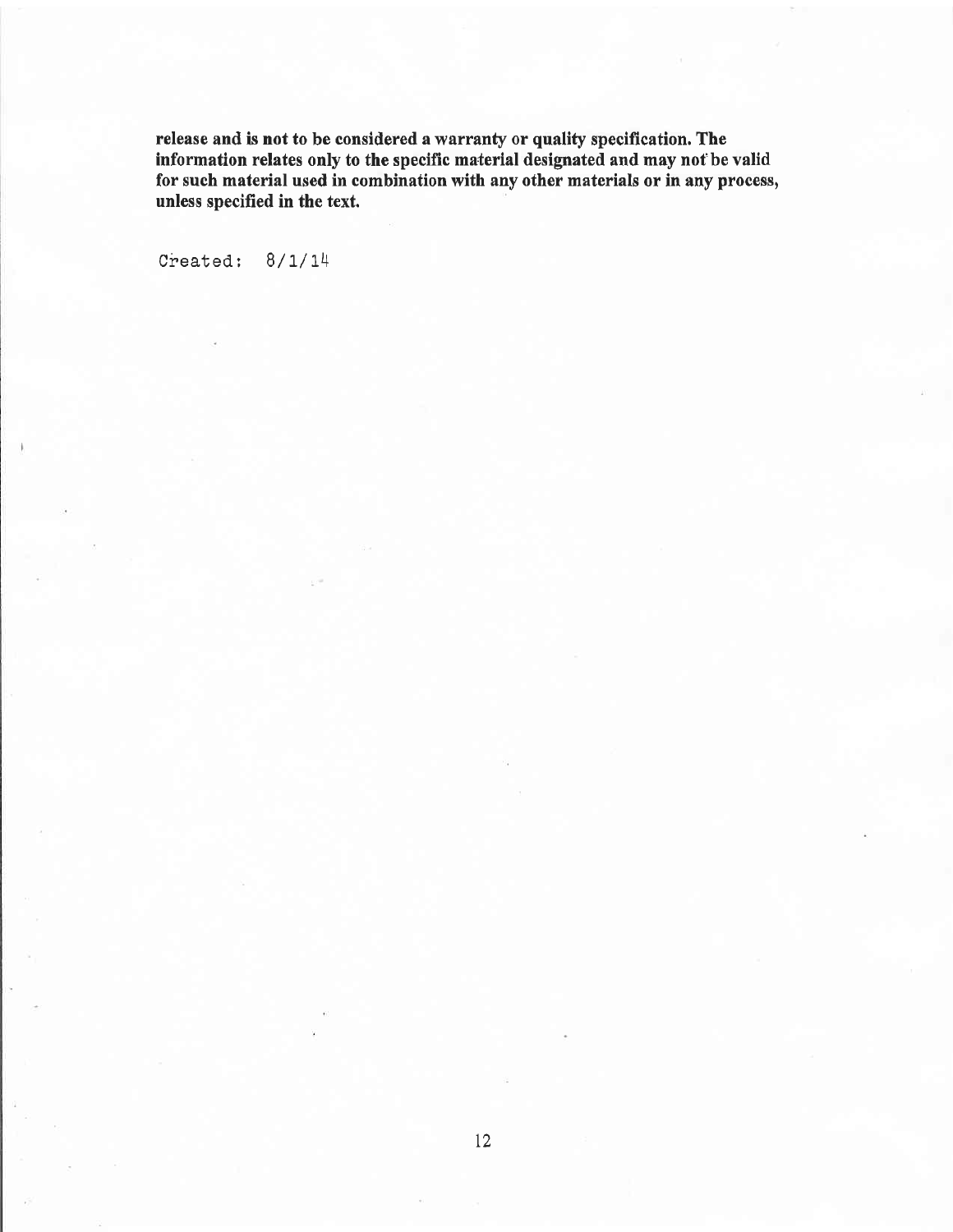**release and is not to be considered a warranty or quality specification. The information relates only to the specific material designated and may not be valid for such material used in combination with any other materials or in any process, unless specified in the text.**

Created: 8/1/14